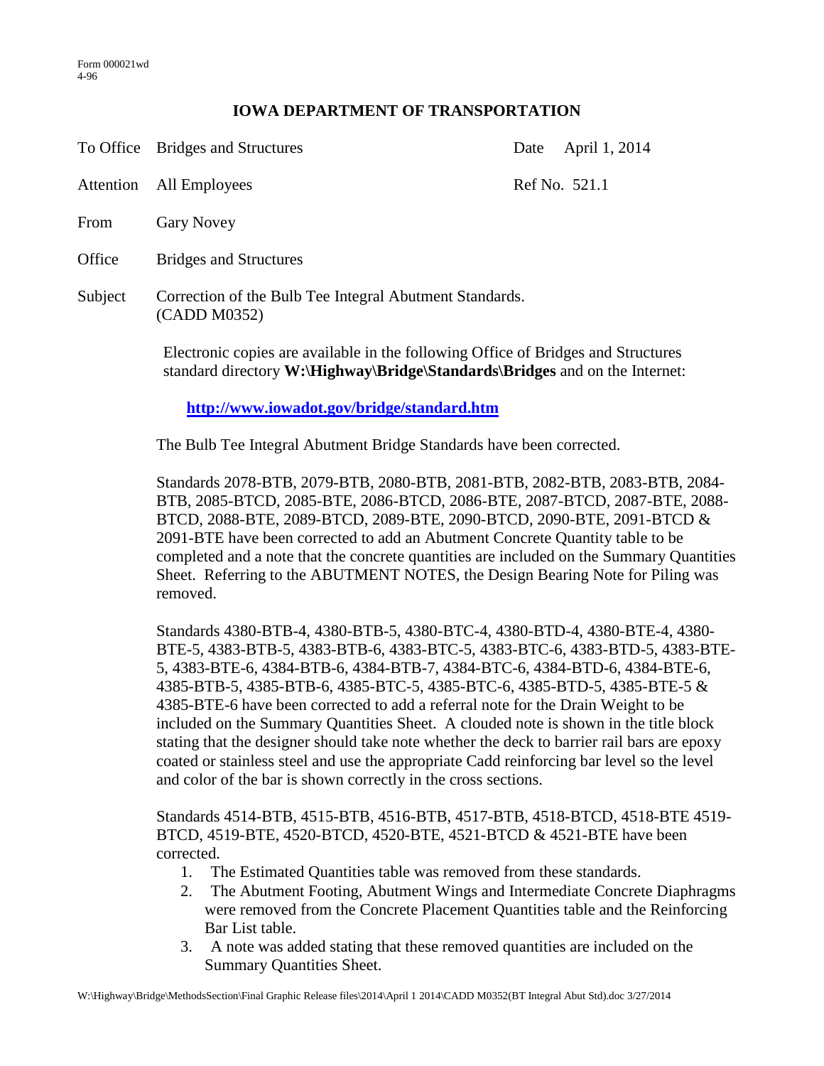Form 000021wd
4-96

# IOWA DEPARTMENT OF TRANSPORTATION

| | | | |
|---|---|---|---|
| To Office | Bridges and Structures | Date | April 1, 2014 |
| Attention | All Employees | Ref No. | 521.1 |
| From | Gary Novey | | |
| Office | Bridges and Structures | | |
| Subject | Correction of the Bulb Tee Integral Abutment Standards. (CADD M0352) | | |

Electronic copies are available in the following Office of Bridges and Structures standard directory **W:\Highway\Bridge\Standards\Bridges** and on the Internet:

**http://www.iowadot.gov/bridge/standard.htm**

The Bulb Tee Integral Abutment Bridge Standards have been corrected.

Standards 2078-BTB, 2079-BTB, 2080-BTB, 2081-BTB, 2082-BTB, 2083-BTB, 2084-BTB, 2085-BTCD, 2085-BTE, 2086-BTCD, 2086-BTE, 2087-BTCD, 2087-BTE, 2088-BTCD, 2088-BTE, 2089-BTCD, 2089-BTE, 2090-BTCD, 2090-BTE, 2091-BTCD & 2091-BTE have been corrected to add an Abutment Concrete Quantity table to be completed and a note that the concrete quantities are included on the Summary Quantities Sheet. Referring to the ABUTMENT NOTES, the Design Bearing Note for Piling was removed.

Standards 4380-BTB-4, 4380-BTB-5, 4380-BTC-4, 4380-BTD-4, 4380-BTE-4, 4380-BTE-5, 4383-BTB-5, 4383-BTB-6, 4383-BTC-5, 4383-BTC-6, 4383-BTD-5, 4383-BTE-5, 4383-BTE-6, 4384-BTB-6, 4384-BTB-7, 4384-BTC-6, 4384-BTD-6, 4384-BTE-6, 4385-BTB-5, 4385-BTB-6, 4385-BTC-5, 4385-BTC-6, 4385-BTD-5, 4385-BTE-5 & 4385-BTE-6 have been corrected to add a referral note for the Drain Weight to be included on the Summary Quantities Sheet. A clouded note is shown in the title block stating that the designer should take note whether the deck to barrier rail bars are epoxy coated or stainless steel and use the appropriate Cadd reinforcing bar level so the level and color of the bar is shown correctly in the cross sections.

Standards 4514-BTB, 4515-BTB, 4516-BTB, 4517-BTB, 4518-BTCD, 4518-BTE 4519-BTCD, 4519-BTE, 4520-BTCD, 4520-BTE, 4521-BTCD & 4521-BTE have been corrected.

1. The Estimated Quantities table was removed from these standards.
2. The Abutment Footing, Abutment Wings and Intermediate Concrete Diaphragms were removed from the Concrete Placement Quantities table and the Reinforcing Bar List table.
3. A note was added stating that these removed quantities are included on the Summary Quantities Sheet.

W:\Highway\Bridge\MethodsSection\Final Graphic Release files\2014\April 1 2014\CADD M0352(BT Integral Abut Std).doc 3/27/2014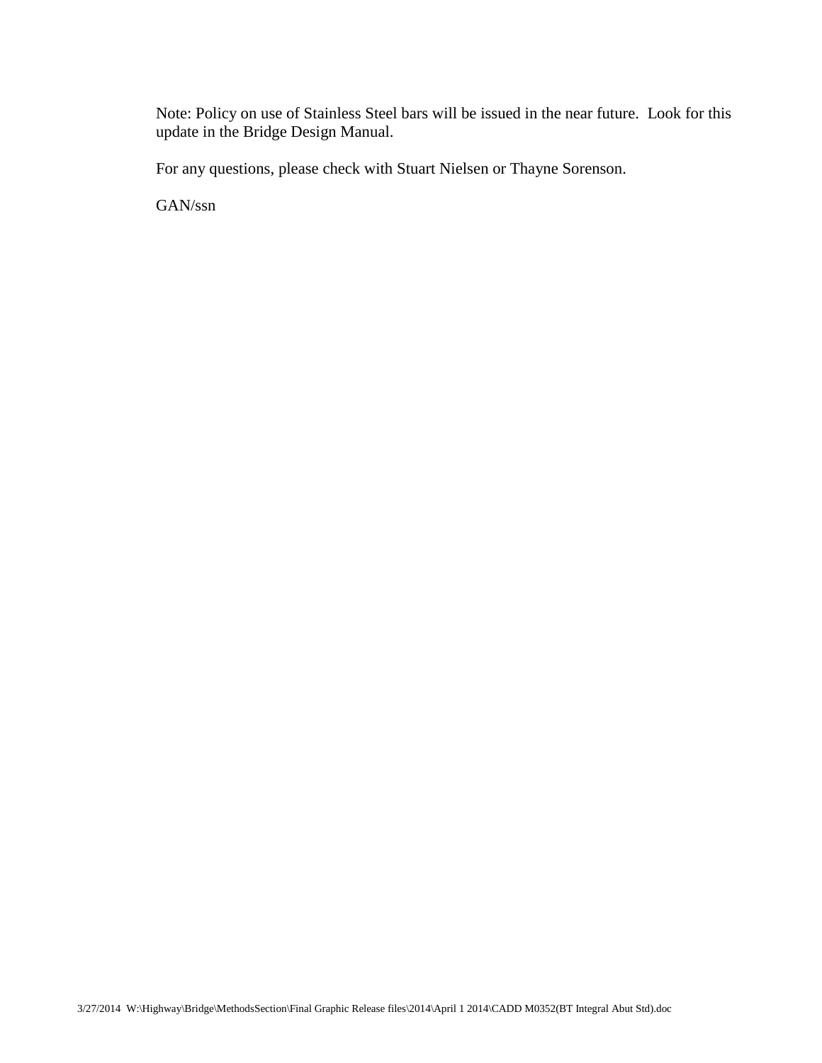Note: Policy on use of Stainless Steel bars will be issued in the near future. Look for this update in the Bridge Design Manual.

For any questions, please check with Stuart Nielsen or Thayne Sorenson.

GAN/ssn